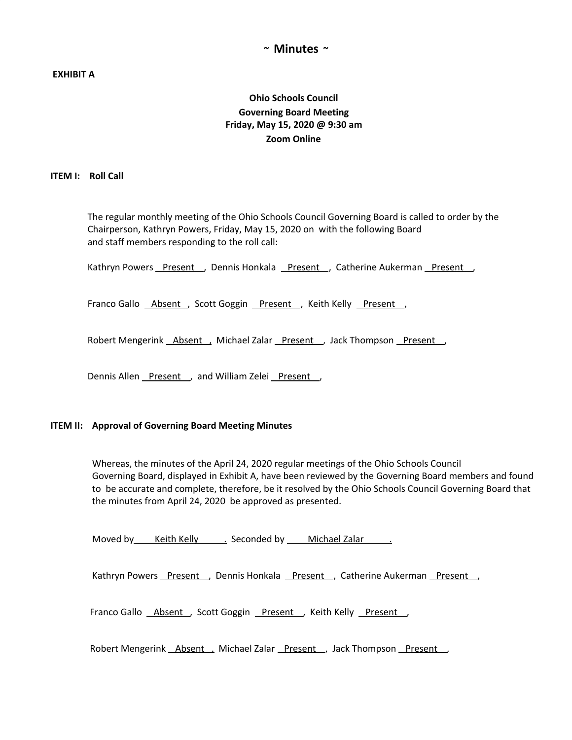# ~ Minutes ~

**EXHIBIT A**

**Ohio Schools Council**
**Governing Board Meeting**
**Friday, May 15, 2020 @ 9:30 am**
**Zoom Online**

## ITEM I: Roll Call

The regular monthly meeting of the Ohio Schools Council Governing Board is called to order by the Chairperson, Kathryn Powers, Friday, May 15, 2020 on with the following Board and staff members responding to the roll call:

Kathryn Powers Present, Dennis Honkala Present, Catherine Aukerman Present,

Franco Gallo Absent, Scott Goggin Present, Keith Kelly Present,

Robert Mengerink Absent, Michael Zalar Present, Jack Thompson Present,

Dennis Allen Present, and William Zelei Present,

## ITEM II: Approval of Governing Board Meeting Minutes

Whereas, the minutes of the April 24, 2020 regular meetings of the Ohio Schools Council Governing Board, displayed in Exhibit A, have been reviewed by the Governing Board members and found to be accurate and complete, therefore, be it resolved by the Ohio Schools Council Governing Board that the minutes from April 24, 2020 be approved as presented.

Moved by Keith Kelly. Seconded by Michael Zalar.

Kathryn Powers Present, Dennis Honkala Present, Catherine Aukerman Present,

Franco Gallo Absent, Scott Goggin Present, Keith Kelly Present,

Robert Mengerink Absent, Michael Zalar Present, Jack Thompson Present,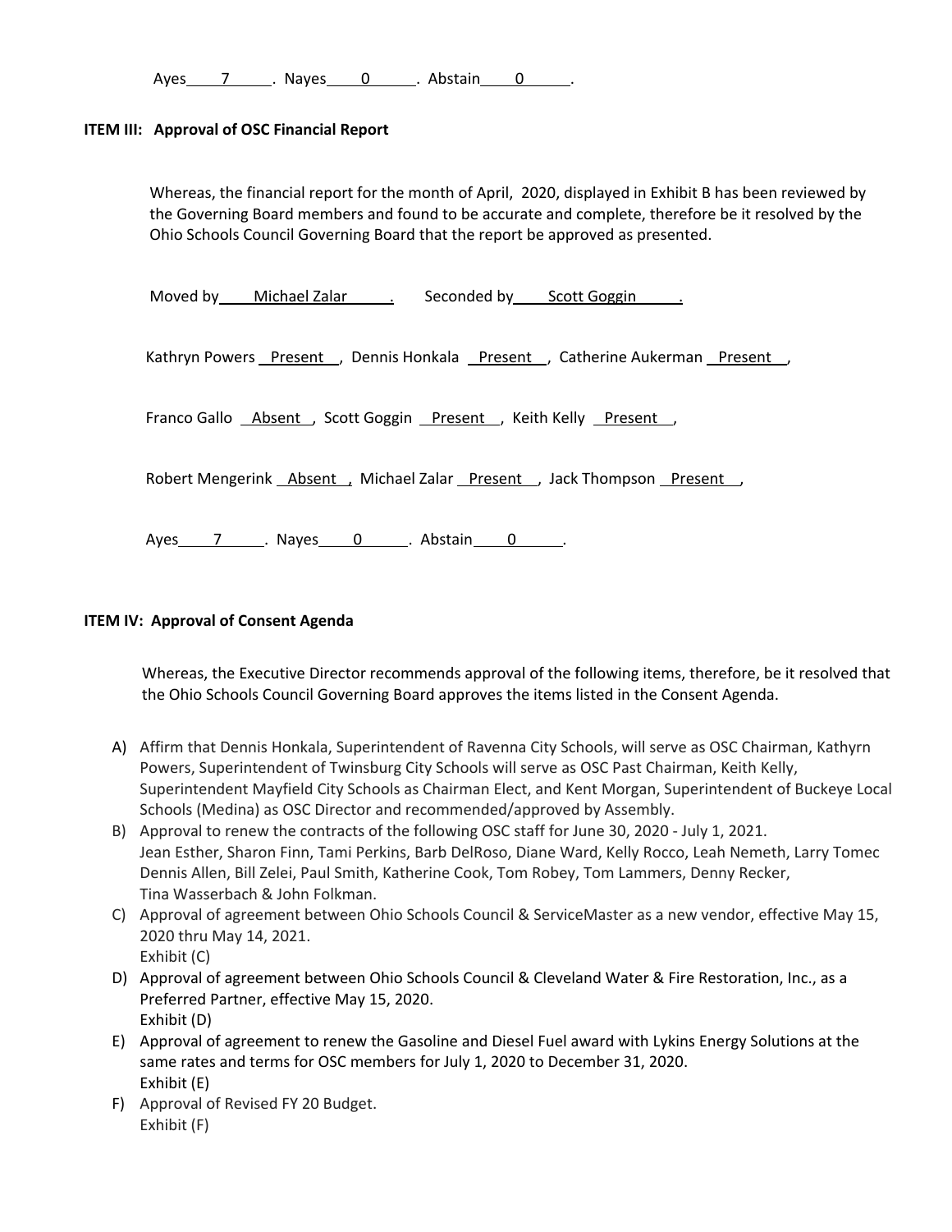Ayes 7 . Nayes 0 . Abstain 0 .

**ITEM III: Approval of OSC Financial Report**

Whereas, the financial report for the month of April, 2020, displayed in Exhibit B has been reviewed by the Governing Board members and found to be accurate and complete, therefore be it resolved by the Ohio Schools Council Governing Board that the report be approved as presented.

Moved by Michael Zalar . Seconded by Scott Goggin .

Kathryn Powers Present , Dennis Honkala Present , Catherine Aukerman Present ,

Franco Gallo Absent , Scott Goggin Present , Keith Kelly Present ,

Robert Mengerink Absent , Michael Zalar Present , Jack Thompson Present ,

Ayes 7 . Nayes 0 . Abstain 0 .

**ITEM IV: Approval of Consent Agenda**

Whereas, the Executive Director recommends approval of the following items, therefore, be it resolved that the Ohio Schools Council Governing Board approves the items listed in the Consent Agenda.

A) Affirm that Dennis Honkala, Superintendent of Ravenna City Schools, will serve as OSC Chairman, Kathyrn Powers, Superintendent of Twinsburg City Schools will serve as OSC Past Chairman, Keith Kelly, Superintendent Mayfield City Schools as Chairman Elect, and Kent Morgan, Superintendent of Buckeye Local Schools (Medina) as OSC Director and recommended/approved by Assembly.

B) Approval to renew the contracts of the following OSC staff for June 30, 2020 - July 1, 2021.
Jean Esther, Sharon Finn, Tami Perkins, Barb DelRoso, Diane Ward, Kelly Rocco, Leah Nemeth, Larry Tomec Dennis Allen, Bill Zelei, Paul Smith, Katherine Cook, Tom Robey, Tom Lammers, Denny Recker, Tina Wasserbach & John Folkman.

C) Approval of agreement between Ohio Schools Council & ServiceMaster as a new vendor, effective May 15, 2020 thru May 14, 2021.
Exhibit (C)

D) Approval of agreement between Ohio Schools Council & Cleveland Water & Fire Restoration, Inc., as a Preferred Partner, effective May 15, 2020.
Exhibit (D)

E) Approval of agreement to renew the Gasoline and Diesel Fuel award with Lykins Energy Solutions at the same rates and terms for OSC members for July 1, 2020 to December 31, 2020.
Exhibit (E)

F) Approval of Revised FY 20 Budget.
Exhibit (F)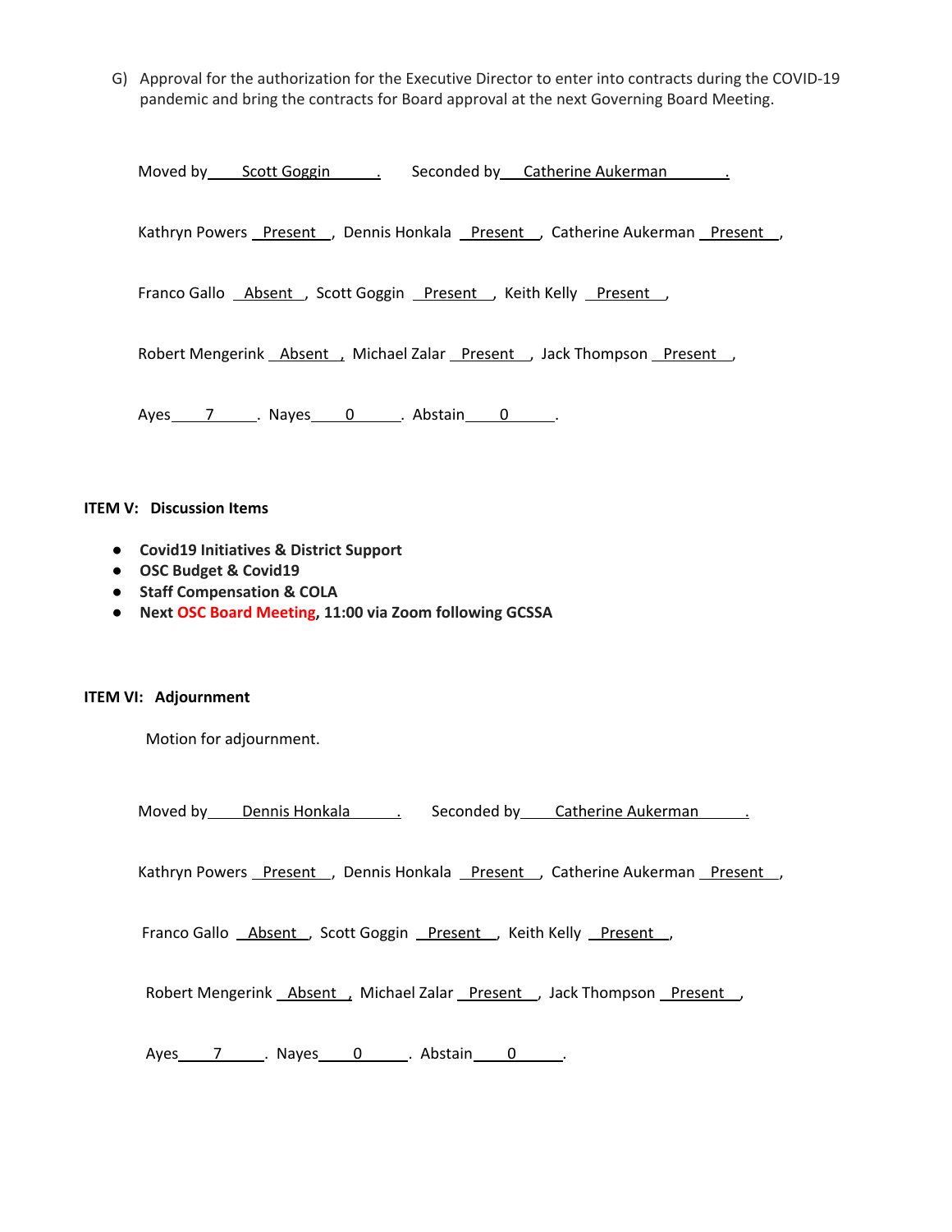G) Approval for the authorization for the Executive Director to enter into contracts during the COVID-19 pandemic and bring the contracts for Board approval at the next Governing Board Meeting.

Moved by Scott Goggin. Seconded by Catherine Aukerman.

Kathryn Powers Present, Dennis Honkala Present, Catherine Aukerman Present,

Franco Gallo Absent, Scott Goggin Present, Keith Kelly Present,

Robert Mengerink Absent, Michael Zalar Present, Jack Thompson Present,

Ayes 7. Nayes 0. Abstain 0.

**ITEM V: Discussion Items**

- **Covid19 Initiatives & District Support**
- **OSC Budget & Covid19**
- **Staff Compensation & COLA**
- **Next OSC Board Meeting, 11:00 via Zoom following GCSSA**

**ITEM VI: Adjournment**

Motion for adjournment.

Moved by Dennis Honkala. Seconded by Catherine Aukerman.

Kathryn Powers Present, Dennis Honkala Present, Catherine Aukerman Present,

Franco Gallo Absent, Scott Goggin Present, Keith Kelly Present,

Robert Mengerink Absent, Michael Zalar Present, Jack Thompson Present,

Ayes 7. Nayes 0. Abstain 0.